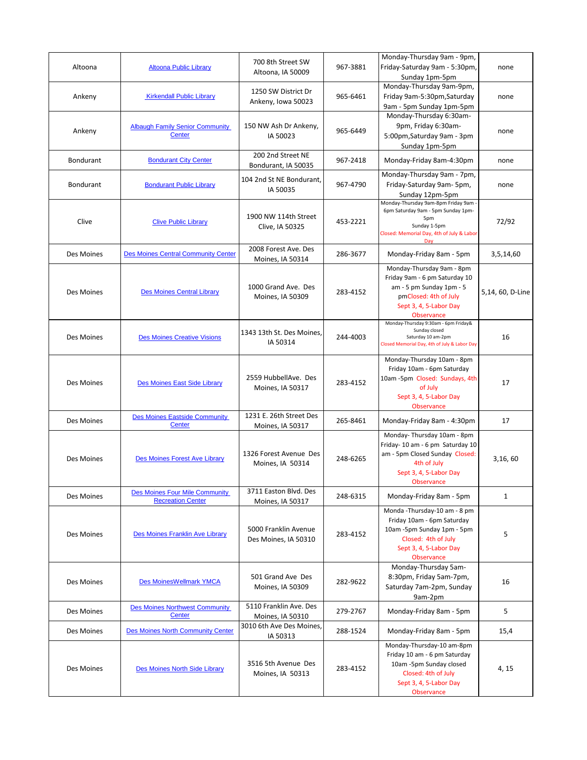| | | | | | |
|---|---|---|---|---|---|
| Altoona | Altoona Public Library | 700 8th Street SW Altoona, IA 50009 | 967-3881 | Monday-Thursday 9am - 9pm, Friday-Saturday 9am - 5:30pm, Sunday 1pm-5pm | none |
| Ankeny | Kirkendall Public Library | 1250 SW District Dr Ankeny, Iowa 50023 | 965-6461 | Monday-Thursday 9am-9pm, Friday 9am-5:30pm,Saturday 9am - 5pm Sunday 1pm-5pm | none |
| Ankeny | Albaugh Family Senior Community Center | 150 NW Ash Dr Ankeny, IA 50023 | 965-6449 | Monday-Thursday 6:30am-9pm, Friday 6:30am-5:00pm,Saturday 9am - 3pm Sunday 1pm-5pm | none |
| Bondurant | Bondurant City Center | 200 2nd Street NE Bondurant, IA 50035 | 967-2418 | Monday-Friday 8am-4:30pm | none |
| Bondurant | Bondurant Public Library | 104 2nd St NE Bondurant, IA 50035 | 967-4790 | Monday-Thursday 9am - 7pm, Friday-Saturday 9am- 5pm, Sunday 12pm-5pm | none |
| Clive | Clive Public Library | 1900 NW 114th Street Clive, IA 50325 | 453-2221 | Monday-Thursday 9am-8pm Friday 9am - 6pm Saturday 9am - 5pm Sunday 1pm-5pm Sunday 1-5pm Closed: Memorial Day, 4th of July & Labor Day | 72/92 |
| Des Moines | Des Moines Central Community Center | 2008 Forest Ave. Des Moines, IA 50314 | 286-3677 | Monday-Friday 8am - 5pm | 3,5,14,60 |
| Des Moines | Des Moines Central Library | 1000 Grand Ave. Des Moines, IA 50309 | 283-4152 | Monday-Thursday 9am - 8pm Friday 9am - 6 pm Saturday 10 am - 5 pm Sunday 1pm - 5 pmClosed: 4th of July Sept 3, 4, 5-Labor Day Observance | 5,14, 60, D-Line |
| Des Moines | Des Moines Creative Visions | 1343 13th St. Des Moines, IA 50314 | 244-4003 | Monday-Thursday 9:30am - 6pm Friday& Sunday closed Saturday 10 am-2pm Closed Memorial Day, 4th of July & Labor Day | 16 |
| Des Moines | Des Moines East Side Library | 2559 HubbellAve. Des Moines, IA 50317 | 283-4152 | Monday-Thursday 10am - 8pm Friday 10am - 6pm Saturday 10am -5pm Closed: Sundays, 4th of July Sept 3, 4, 5-Labor Day Observance | 17 |
| Des Moines | Des Moines Eastside Community Center | 1231 E. 26th Street Des Moines, IA 50317 | 265-8461 | Monday-Friday 8am - 4:30pm | 17 |
| Des Moines | Des Moines Forest Ave Library | 1326 Forest Avenue Des Moines, IA 50314 | 248-6265 | Monday- Thursday 10am - 8pm Friday- 10 am - 6 pm Saturday 10 am - 5pm Closed Sunday Closed: 4th of July Sept 3, 4, 5-Labor Day Observance | 3,16, 60 |
| Des Moines | Des Moines Four Mile Community Recreation Center | 3711 Easton Blvd. Des Moines, IA 50317 | 248-6315 | Monday-Friday 8am - 5pm | 1 |
| Des Moines | Des Moines Franklin Ave Library | 5000 Franklin Avenue Des Moines, IA 50310 | 283-4152 | Monda -Thursday-10 am - 8 pm Friday 10am - 6pm Saturday 10am -5pm Sunday 1pm - 5pm Closed: 4th of July Sept 3, 4, 5-Labor Day Observance | 5 |
| Des Moines | Des MoinesWellmark YMCA | 501 Grand Ave Des Moines, IA 50309 | 282-9622 | Monday-Thursday 5am-8:30pm, Friday 5am-7pm, Saturday 7am-2pm, Sunday 9am-2pm | 16 |
| Des Moines | Des Moines Northwest Community Center | 5110 Franklin Ave. Des Moines, IA 50310 | 279-2767 | Monday-Friday 8am - 5pm | 5 |
| Des Moines | Des Moines North Community Center | 3010 6th Ave Des Moines, IA 50313 | 288-1524 | Monday-Friday 8am - 5pm | 15,4 |
| Des Moines | Des Moines North Side Library | 3516 5th Avenue Des Moines, IA 50313 | 283-4152 | Monday-Thursday-10 am-8pm Friday 10 am - 6 pm Saturday 10am -5pm Sunday closed Closed: 4th of July Sept 3, 4, 5-Labor Day Observance | 4, 15 |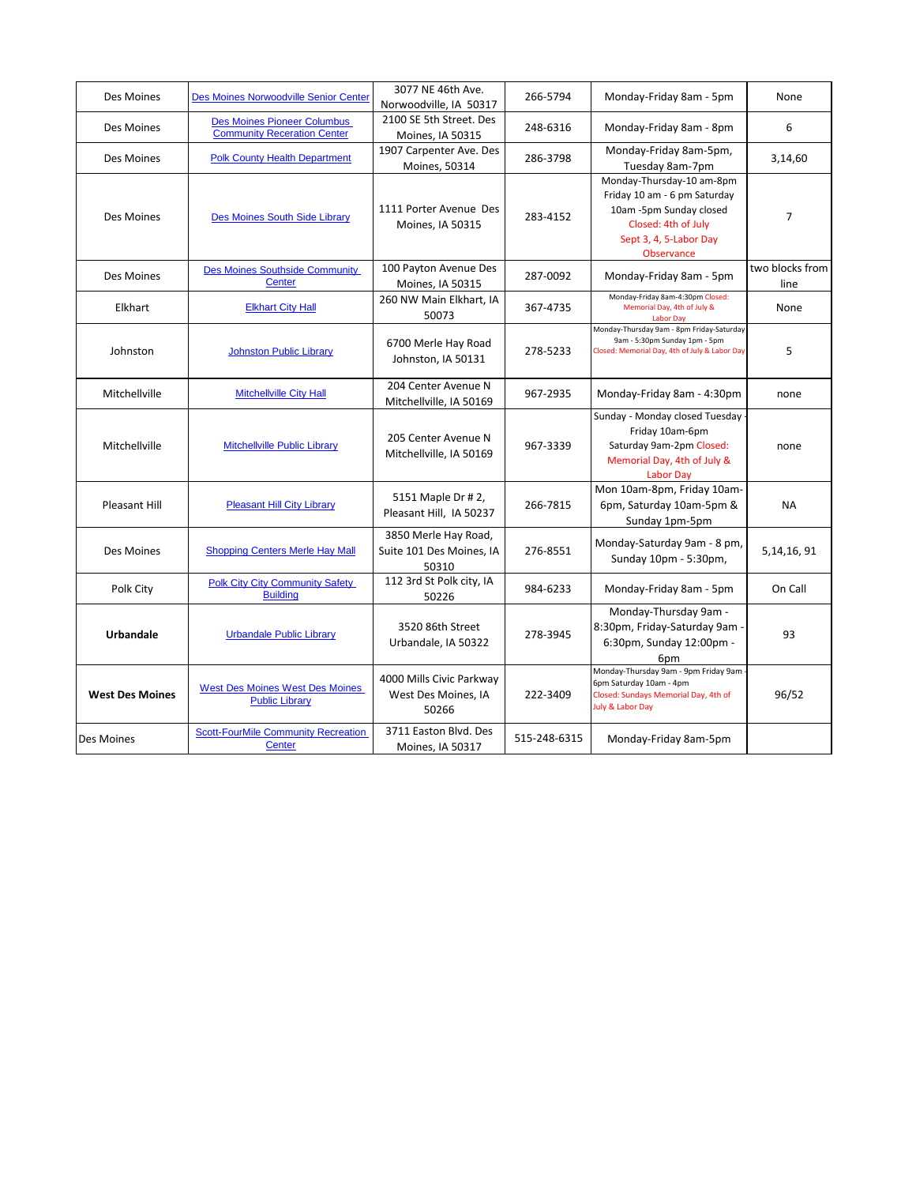| | | | | | |
|---|---|---|---|---|---|
| Des Moines | Des Moines Norwoodville Senior Center | 3077 NE 46th Ave. Norwoodville, IA 50317 | 266-5794 | Monday-Friday 8am - 5pm | None |
| Des Moines | Des Moines Pioneer Columbus Community Recreation Center | 2100 SE 5th Street. Des Moines, IA 50315 | 248-6316 | Monday-Friday 8am - 8pm | 6 |
| Des Moines | Polk County Health Department | 1907 Carpenter Ave. Des Moines, 50314 | 286-3798 | Monday-Friday 8am-5pm, Tuesday 8am-7pm | 3,14,60 |
| Des Moines | Des Moines South Side Library | 1111 Porter Avenue Des Moines, IA 50315 | 283-4152 | Monday-Thursday-10 am-8pm Friday 10 am - 6 pm Saturday 10am -5pm Sunday closed Closed: 4th of July Sept 3, 4, 5-Labor Day Observance | 7 |
| Des Moines | Des Moines Southside Community Center | 100 Payton Avenue Des Moines, IA 50315 | 287-0092 | Monday-Friday 8am - 5pm | two blocks from line |
| Elkhart | Elkhart City Hall | 260 NW Main Elkhart, IA 50073 | 367-4735 | Monday-Friday 8am-4:30pm Closed: Memorial Day, 4th of July & Labor Day | None |
| Johnston | Johnston Public Library | 6700 Merle Hay Road Johnston, IA 50131 | 278-5233 | Monday-Thursday 9am - 8pm Friday-Saturday 9am - 5:30pm Sunday 1pm - 5pm Closed: Memorial Day, 4th of July & Labor Day | 5 |
| Mitchellville | Mitchellville City Hall | 204 Center Avenue N Mitchellville, IA 50169 | 967-2935 | Monday-Friday 8am - 4:30pm | none |
| Mitchellville | Mitchellville Public Library | 205 Center Avenue N Mitchellville, IA 50169 | 967-3339 | Sunday - Monday closed Tuesday - Friday 10am-6pm Saturday 9am-2pm Closed: Memorial Day, 4th of July & Labor Day | none |
| Pleasant Hill | Pleasant Hill City Library | 5151 Maple Dr # 2, Pleasant Hill, IA 50237 | 266-7815 | Mon 10am-8pm, Friday 10am-6pm, Saturday 10am-5pm & Sunday 1pm-5pm | NA |
| Des Moines | Shopping Centers Merle Hay Mall | 3850 Merle Hay Road, Suite 101 Des Moines, IA 50310 | 276-8551 | Monday-Saturday 9am - 8 pm, Sunday 10pm - 5:30pm, | 5,14,16, 91 |
| Polk City | Polk City City Community Safety Building | 112 3rd St Polk city, IA 50226 | 984-6233 | Monday-Friday 8am - 5pm | On Call |
| **Urbandale** | Urbandale Public Library | 3520 86th Street Urbandale, IA 50322 | 278-3945 | Monday-Thursday 9am - 8:30pm, Friday-Saturday 9am - 6:30pm, Sunday 12:00pm - 6pm | 93 |
| **West Des Moines** | West Des Moines West Des Moines Public Library | 4000 Mills Civic Parkway West Des Moines, IA 50266 | 222-3409 | Monday-Thursday 9am - 9pm Friday 9am - 6pm Saturday 10am - 4pm Closed: Sundays Memorial Day, 4th of July & Labor Day | 96/52 |
| Des Moines | Scott-FourMile Community Recreation Center | 3711 Easton Blvd. Des Moines, IA 50317 | 515-248-6315 | Monday-Friday 8am-5pm | |